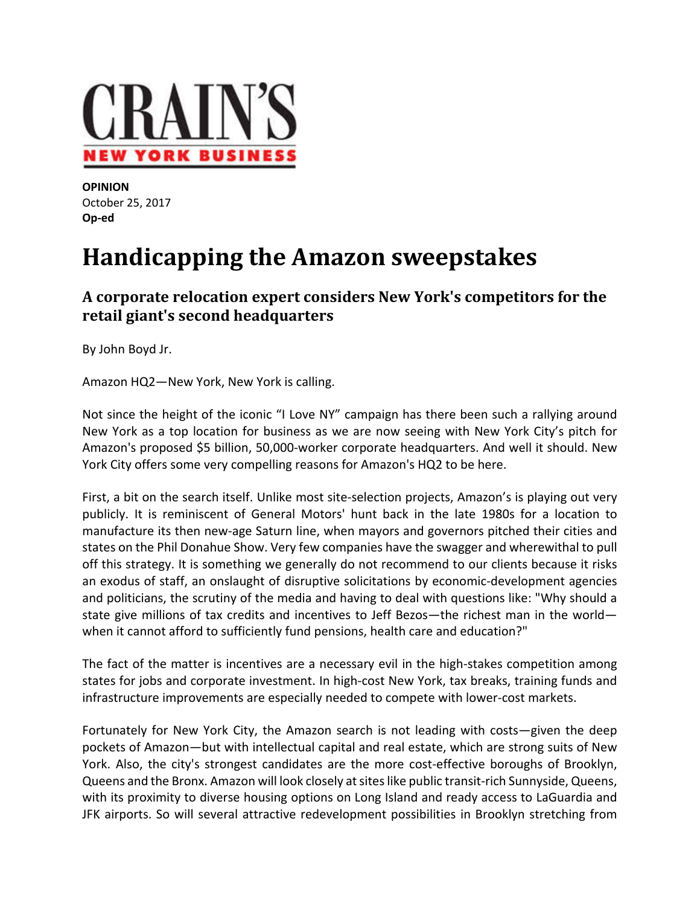# CRAIN'S NEW YORK BUSINESS

**OPINION**
October 25, 2017
**Op-ed**

# Handicapping the Amazon sweepstakes

## A corporate relocation expert considers New York's competitors for the retail giant's second headquarters

By John Boyd Jr.

Amazon HQ2—New York, New York is calling.

Not since the height of the iconic "I Love NY" campaign has there been such a rallying around New York as a top location for business as we are now seeing with New York City's pitch for Amazon's proposed $5 billion, 50,000-worker corporate headquarters. And well it should. New York City offers some very compelling reasons for Amazon's HQ2 to be here.

First, a bit on the search itself. Unlike most site-selection projects, Amazon's is playing out very publicly. It is reminiscent of General Motors' hunt back in the late 1980s for a location to manufacture its then new-age Saturn line, when mayors and governors pitched their cities and states on the Phil Donahue Show. Very few companies have the swagger and wherewithal to pull off this strategy. It is something we generally do not recommend to our clients because it risks an exodus of staff, an onslaught of disruptive solicitations by economic-development agencies and politicians, the scrutiny of the media and having to deal with questions like: "Why should a state give millions of tax credits and incentives to Jeff Bezos—the richest man in the world—when it cannot afford to sufficiently fund pensions, health care and education?"

The fact of the matter is incentives are a necessary evil in the high-stakes competition among states for jobs and corporate investment. In high-cost New York, tax breaks, training funds and infrastructure improvements are especially needed to compete with lower-cost markets.

Fortunately for New York City, the Amazon search is not leading with costs—given the deep pockets of Amazon—but with intellectual capital and real estate, which are strong suits of New York. Also, the city's strongest candidates are the more cost-effective boroughs of Brooklyn, Queens and the Bronx. Amazon will look closely at sites like public transit-rich Sunnyside, Queens, with its proximity to diverse housing options on Long Island and ready access to LaGuardia and JFK airports. So will several attractive redevelopment possibilities in Brooklyn stretching from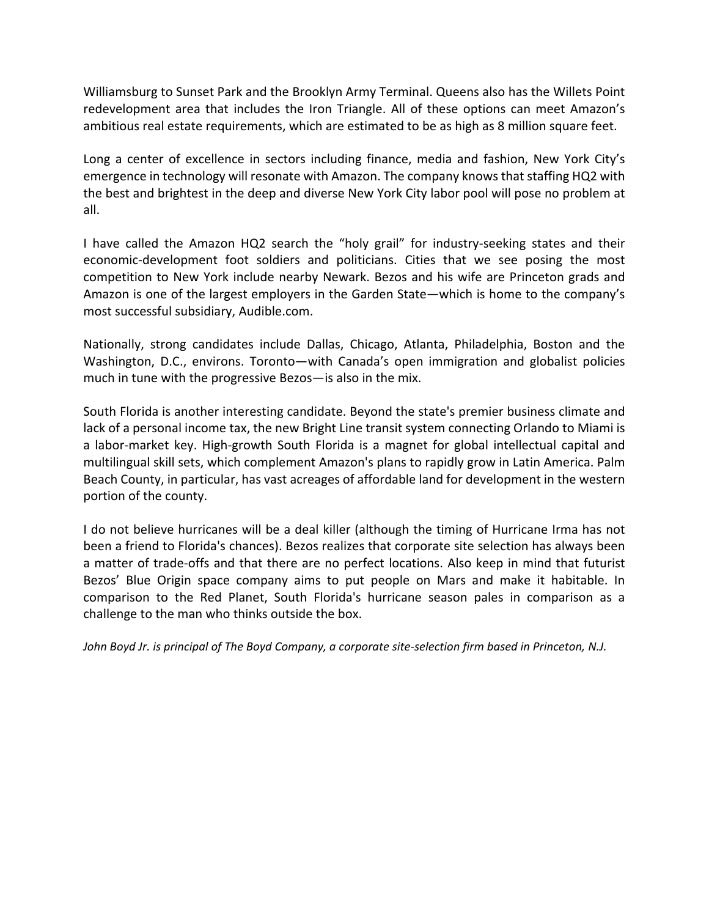Williamsburg to Sunset Park and the Brooklyn Army Terminal. Queens also has the Willets Point redevelopment area that includes the Iron Triangle. All of these options can meet Amazon's ambitious real estate requirements, which are estimated to be as high as 8 million square feet.

Long a center of excellence in sectors including finance, media and fashion, New York City's emergence in technology will resonate with Amazon. The company knows that staffing HQ2 with the best and brightest in the deep and diverse New York City labor pool will pose no problem at all.

I have called the Amazon HQ2 search the "holy grail" for industry-seeking states and their economic-development foot soldiers and politicians. Cities that we see posing the most competition to New York include nearby Newark. Bezos and his wife are Princeton grads and Amazon is one of the largest employers in the Garden State—which is home to the company's most successful subsidiary, Audible.com.

Nationally, strong candidates include Dallas, Chicago, Atlanta, Philadelphia, Boston and the Washington, D.C., environs. Toronto—with Canada's open immigration and globalist policies much in tune with the progressive Bezos—is also in the mix.

South Florida is another interesting candidate. Beyond the state's premier business climate and lack of a personal income tax, the new Bright Line transit system connecting Orlando to Miami is a labor-market key. High-growth South Florida is a magnet for global intellectual capital and multilingual skill sets, which complement Amazon's plans to rapidly grow in Latin America. Palm Beach County, in particular, has vast acreages of affordable land for development in the western portion of the county.

I do not believe hurricanes will be a deal killer (although the timing of Hurricane Irma has not been a friend to Florida's chances). Bezos realizes that corporate site selection has always been a matter of trade-offs and that there are no perfect locations. Also keep in mind that futurist Bezos' Blue Origin space company aims to put people on Mars and make it habitable. In comparison to the Red Planet, South Florida's hurricane season pales in comparison as a challenge to the man who thinks outside the box.

*John Boyd Jr. is principal of The Boyd Company, a corporate site-selection firm based in Princeton, N.J.*